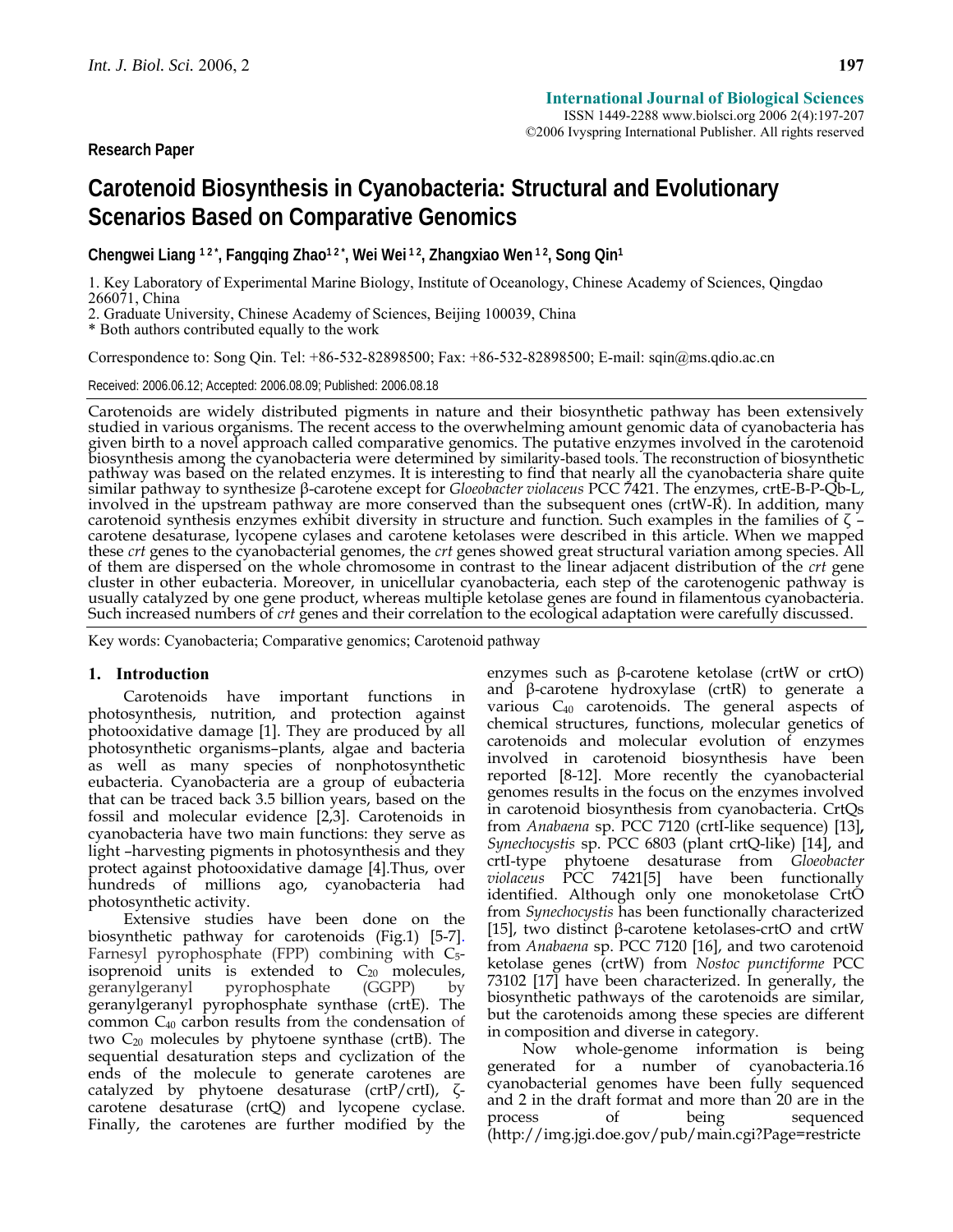**Research Paper**

# Carotenoid Biosynthesis in Cyanobacteria: Structural and Evolutionary Scenarios Based on Comparative Genomics

**Chengwei Liang [1 2 *], Fangqing Zhao[1 2 *], Wei Wei [1 2], Zhangxiao Wen [1 2], Song Qin[1]**

1. Key Laboratory of Experimental Marine Biology, Institute of Oceanology, Chinese Academy of Sciences, Qingdao 266071, China
2. Graduate University, Chinese Academy of Sciences, Beijing 100039, China

\* Both authors contributed equally to the work

Correspondence to: Song Qin. Tel: +86-532-82898500; Fax: +86-532-82898500; E-mail: sqin@ms.qdio.ac.cn

Received: 2006.06.12; Accepted: 2006.08.09; Published: 2006.08.18

Carotenoids are widely distributed pigments in nature and their biosynthetic pathway has been extensively studied in various organisms. The recent access to the overwhelming amount genomic data of cyanobacteria has given birth to a novel approach called comparative genomics. The putative enzymes involved in the carotenoid biosynthesis among the cyanobacteria were determined by similarity-based tools. The reconstruction of biosynthetic pathway was based on the related enzymes. It is interesting to find that nearly all the cyanobacteria share quite similar pathway to synthesize β-carotene except for *Gloeobacter violaceus* PCC 7421. The enzymes, crtE-B-P-Qb-L, involved in the upstream pathway are more conserved than the subsequent ones (crtW-R). In addition, many carotenoid synthesis enzymes exhibit diversity in structure and function. Such examples in the families of ζ–carotene desaturase, lycopene cylases and carotene ketolases were described in this article. When we mapped these *crt* genes to the cyanobacterial genomes, the *crt* genes showed great structural variation among species. All of them are dispersed on the whole chromosome in contrast to the linear adjacent distribution of the *crt* gene cluster in other eubacteria. Moreover, in unicellular cyanobacteria, each step of the carotenogenic pathway is usually catalyzed by one gene product, whereas multiple ketolase genes are found in filamentous cyanobacteria. Such increased numbers of *crt* genes and their correlation to the ecological adaptation were carefully discussed.

Key words: Cyanobacteria; Comparative genomics; Carotenoid pathway

## 1. Introduction

Carotenoids have important functions in photosynthesis, nutrition, and protection against photooxidative damage [1]. They are produced by all photosynthetic organisms–plants, algae and bacteria as well as many species of nonphotosynthetic eubacteria. Cyanobacteria are a group of eubacteria that can be traced back 3.5 billion years, based on the fossil and molecular evidence [2,3]. Carotenoids in cyanobacteria have two main functions: they serve as light –harvesting pigments in photosynthesis and they protect against photooxidative damage [4].Thus, over hundreds of millions ago, cyanobacteria had photosynthetic activity.

Extensive studies have been done on the biosynthetic pathway for carotenoids (Fig.1) [5-7]. Farnesyl pyrophosphate (FPP) combining with $C_5$-isoprenoid units is extended to $C_{20}$ molecules, geranylgeranyl pyrophosphate (GGPP) by geranylgeranyl pyrophosphate synthase (crtE). The common $C_{40}$ carbon results from the condensation of two $C_{20}$ molecules by phytoene synthase (crtB). The sequential desaturation steps and cyclization of the ends of the molecule to generate carotenes are catalyzed by phytoene desaturase (crtP/crtI), ζ-carotene desaturase (crtQ) and lycopene cyclase. Finally, the carotenes are further modified by the enzymes such as β-carotene ketolase (crtW or crtO) and β-carotene hydroxylase (crtR) to generate a various $C_{40}$ carotenoids. The general aspects of chemical structures, functions, molecular genetics of carotenoids and molecular evolution of enzymes involved in carotenoid biosynthesis have been reported [8-12]. More recently the cyanobacterial genomes results in the focus on the enzymes involved in carotenoid biosynthesis from cyanobacteria. CrtQs from *Anabaena* sp. PCC 7120 (crtI-like sequence) [13], *Synechocystis* sp. PCC 6803 (plant crtQ-like) [14], and crtI-type phytoene desaturase from *Gloeobacter violaceus* PCC 7421[5] have been functionally identified. Although only one monoketolase CrtO from *Synechocystis* has been functionally characterized [15], two distinct β-carotene ketolases-crtO and crtW from *Anabaena* sp. PCC 7120 [16], and two carotenoid ketolase genes (crtW) from *Nostoc punctiforme* PCC 73102 [17] have been characterized. In generally, the biosynthetic pathways of the carotenoids are similar, but the carotenoids among these species are different in composition and diverse in category.

Now whole-genome information is being generated for a number of cyanobacteria.16 cyanobacterial genomes have been fully sequenced and 2 in the draft format and more than 20 are in the process of being sequenced (http://img.jgi.doe.gov/pub/main.cgi?Page=restricte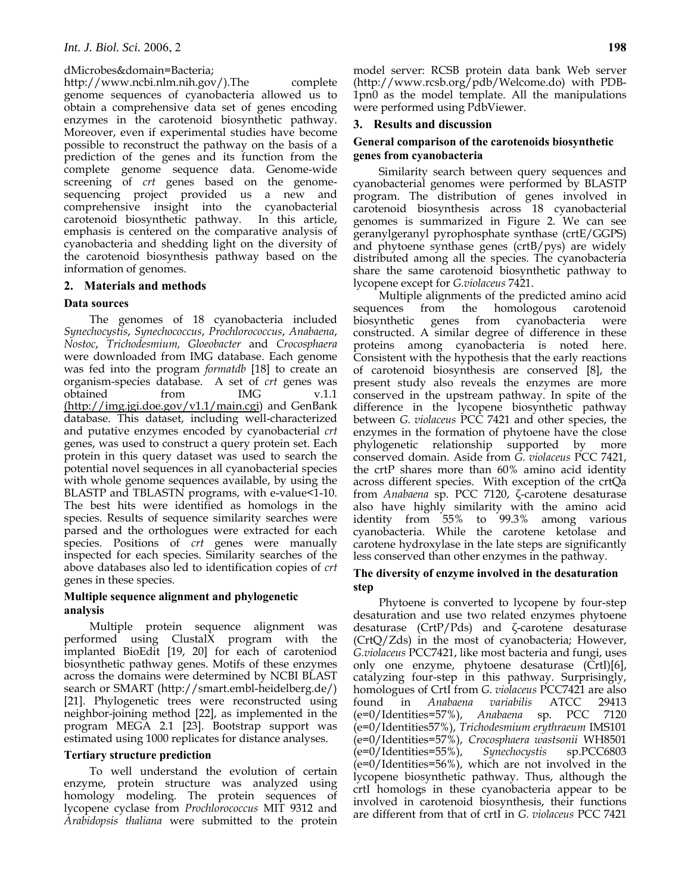dMicrobes&domain=Bacteria; http://www.ncbi.nlm.nih.gov/).The complete genome sequences of cyanobacteria allowed us to obtain a comprehensive data set of genes encoding enzymes in the carotenoid biosynthetic pathway. Moreover, even if experimental studies have become possible to reconstruct the pathway on the basis of a prediction of the genes and its function from the complete genome sequence data. Genome-wide screening of *crt* genes based on the genome-sequencing project provided us a new and comprehensive insight into the cyanobacterial carotenoid biosynthetic pathway. In this article, emphasis is centered on the comparative analysis of cyanobacteria and shedding light on the diversity of the carotenoid biosynthesis pathway based on the information of genomes.

## 2. Materials and methods

### Data sources

The genomes of 18 cyanobacteria included *Synechocystis*, *Synechococcus*, *Prochlorococcus*, *Anabaena*, *Nostoc*, *Trichodesmium, Gloeobacter* and *Crocosphaera* were downloaded from IMG database. Each genome was fed into the program *formatdb* [18] to create an organism-species database. A set of *crt* genes was obtained from IMG v.1.1 (http://img.jgi.doe.gov/v1.1/main.cgi) and GenBank database. This dataset, including well-characterized and putative enzymes encoded by cyanobacterial *crt* genes, was used to construct a query protein set. Each protein in this query dataset was used to search the potential novel sequences in all cyanobacterial species with whole genome sequences available, by using the BLASTP and TBLASTN programs, with e-value<1-10. The best hits were identified as homologs in the species. Results of sequence similarity searches were parsed and the orthologues were extracted for each species. Positions of *crt* genes were manually inspected for each species. Similarity searches of the above databases also led to identification copies of *crt* genes in these species.

### Multiple sequence alignment and phylogenetic analysis

Multiple protein sequence alignment was performed using ClustalX program with the implanted BioEdit [19, 20] for each of careteniod biosynthetic pathway genes. Motifs of these enzymes across the domains were determined by NCBI BLAST search or SMART (http://smart.embl-heidelberg.de/) [21]. Phylogenetic trees were reconstructed using neighbor-joining method [22], as implemented in the program MEGA 2.1 [23]. Bootstrap support was estimated using 1000 replicates for distance analyses.

### Tertiary structure prediction

To well understand the evolution of certain enzyme, protein structure was analyzed using homology modeling. The protein sequences of lycopene cyclase from *Prochlorococcus* MIT 9312 and *Arabidopsis thaliana* were submitted to the protein model server: RCSB protein data bank Web server (http://www.rcsb.org/pdb/Welcome.do) with PDB-1pn0 as the model template. All the manipulations were performed using PdbViewer.

## 3. Results and discussion

### General comparison of the carotenoids biosynthetic genes from cyanobacteria

Similarity search between query sequences and cyanobacterial genomes were performed by BLASTP program. The distribution of genes involved in carotenoid biosynthesis across 18 cyanobacterial genomes is summarized in Figure 2. We can see geranylgeranyl pyrophosphate synthase (crtE/GGPS) and phytoene synthase genes (crtB/pys) are widely distributed among all the species. The cyanobacteria share the same carotenoid biosynthetic pathway to lycopene except for *G.violaceus* 7421.

Multiple alignments of the predicted amino acid sequences from the homologous carotenoid biosynthetic genes from cyanobacteria were constructed. A similar degree of difference in these proteins among cyanobacteria is noted here. Consistent with the hypothesis that the early reactions of carotenoid biosynthesis are conserved [8], the present study also reveals the enzymes are more conserved in the upstream pathway. In spite of the difference in the lycopene biosynthetic pathway between *G. violaceus* PCC 7421 and other species, the enzymes in the formation of phytoene have the close phylogenetic relationship supported by more conserved domain. Aside from *G. violaceus* PCC 7421, the crtP shares more than 60% amino acid identity across different species. With exception of the crtQa from *Anabaena* sp. PCC 7120, ζ-carotene desaturase also have highly similarity with the amino acid identity from 55% to 99.3% among various cyanobacteria. While the carotene ketolase and carotene hydroxylase in the late steps are significantly less conserved than other enzymes in the pathway.

### The diversity of enzyme involved in the desaturation step

Phytoene is converted to lycopene by four-step desaturation and use two related enzymes phytoene desaturase (CrtP/Pds) and ζ-carotene desaturase (CrtQ/Zds) in the most of cyanobacteria; However, *G.violaceus* PCC7421, like most bacteria and fungi, uses only one enzyme, phytoene desaturase (CrtI)[6], catalyzing four-step in this pathway. Surprisingly, homologues of CrtI from *G. violaceus* PCC7421 are also found in *Anabaena variabilis* ATCC 29413 (e=0/Identities=57%), *Anabaena* sp. PCC 7120 (e=0/Identities57%), *Trichodesmium erythraeum* IMS101 (e=0/Identities=57%), *Crocosphaera wastsonii* WH8501 (e=0/Identities=55%), *Synechocystis* sp.PCC6803 (e=0/Identities=56%), which are not involved in the lycopene biosynthetic pathway. Thus, although the crtI homologs in these cyanobacteria appear to be involved in carotenoid biosynthesis, their functions are different from that of crtI in *G. violaceus* PCC 7421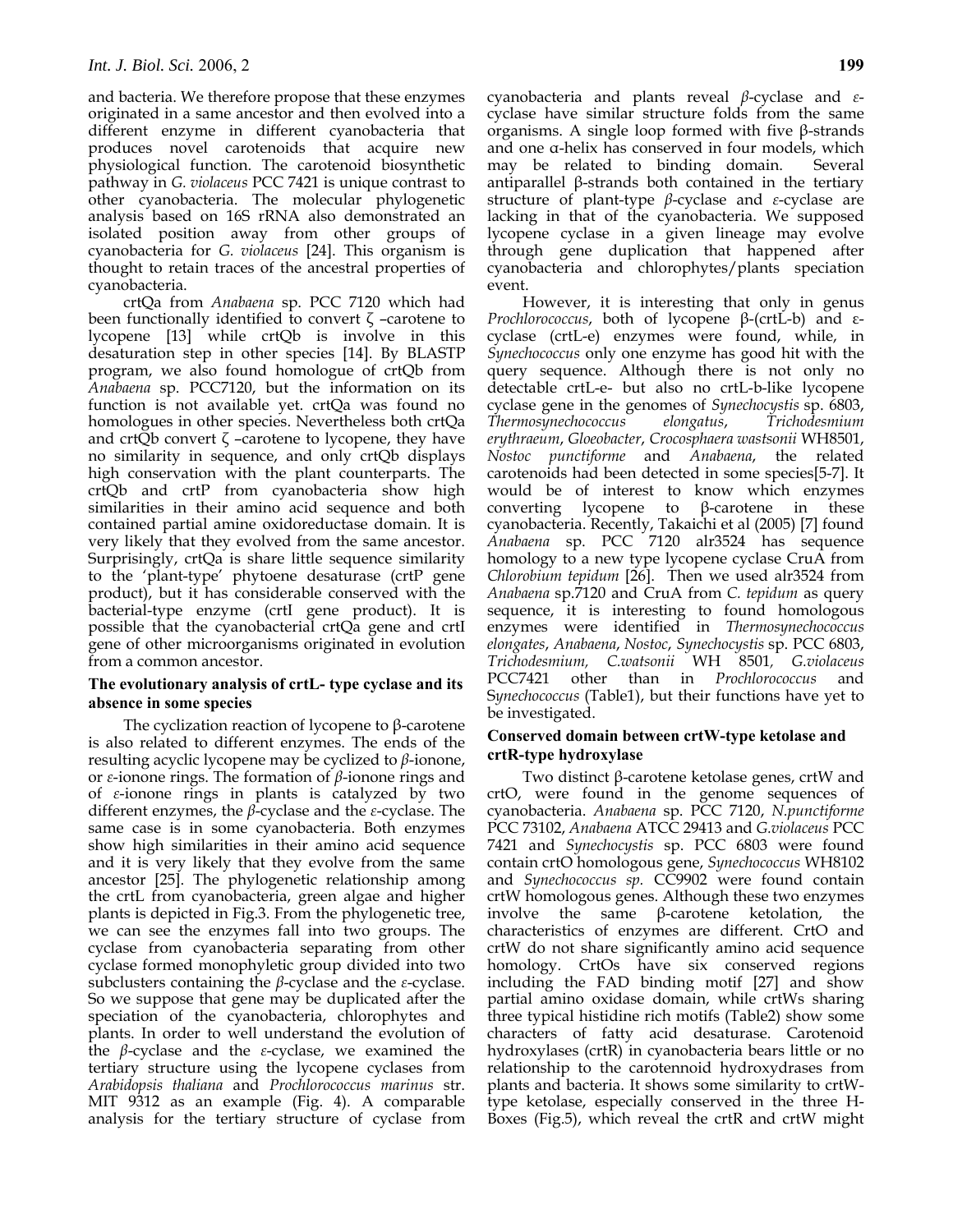and bacteria. We therefore propose that these enzymes originated in a same ancestor and then evolved into a different enzyme in different cyanobacteria that produces novel carotenoids that acquire new physiological function. The carotenoid biosynthetic pathway in *G. violaceus* PCC 7421 is unique contrast to other cyanobacteria. The molecular phylogenetic analysis based on 16S rRNA also demonstrated an isolated position away from other groups of cyanobacteria for *G. violaceus* [24]. This organism is thought to retain traces of the ancestral properties of cyanobacteria.

crtQa from *Anabaena* sp. PCC 7120 which had been functionally identified to convert ζ –carotene to lycopene [13] while crtQb is involve in this desaturation step in other species [14]. By BLASTP program, we also found homologue of crtQb from *Anabaena* sp. PCC7120, but the information on its function is not available yet. crtQa was found no homologues in other species. Nevertheless both crtQa and crtQb convert ζ –carotene to lycopene, they have no similarity in sequence, and only crtQb displays high conservation with the plant counterparts. The crtQb and crtP from cyanobacteria show high similarities in their amino acid sequence and both contained partial amine oxidoreductase domain. It is very likely that they evolved from the same ancestor. Surprisingly, crtQa is share little sequence similarity to the 'plant-type' phytoene desaturase (crtP gene product), but it has considerable conserved with the bacterial-type enzyme (crtI gene product). It is possible that the cyanobacterial crtQa gene and crtI gene of other microorganisms originated in evolution from a common ancestor.

### The evolutionary analysis of crtL- type cyclase and its absence in some species

The cyclization reaction of lycopene to β-carotene is also related to different enzymes. The ends of the resulting acyclic lycopene may be cyclized to *β*-ionone, or *ε*-ionone rings. The formation of *β*-ionone rings and of *ε*-ionone rings in plants is catalyzed by two different enzymes, the *β*-cyclase and the *ε*-cyclase. The same case is in some cyanobacteria. Both enzymes show high similarities in their amino acid sequence and it is very likely that they evolve from the same ancestor [25]. The phylogenetic relationship among the crtL from cyanobacteria, green algae and higher plants is depicted in Fig.3. From the phylogenetic tree, we can see the enzymes fall into two groups. The cyclase from cyanobacteria separating from other cyclase formed monophyletic group divided into two subclusters containing the *β*-cyclase and the *ε*-cyclase. So we suppose that gene may be duplicated after the speciation of the cyanobacteria, chlorophytes and plants. In order to well understand the evolution of the *β*-cyclase and the *ε*-cyclase, we examined the tertiary structure using the lycopene cyclases from *Arabidopsis thaliana* and *Prochlorococcus marinus* str. MIT 9312 as an example (Fig. 4). A comparable analysis for the tertiary structure of cyclase from cyanobacteria and plants reveal *β*-cyclase and *ε*-cyclase have similar structure folds from the same organisms. A single loop formed with five β-strands and one α-helix has conserved in four models, which may be related to binding domain. Several antiparallel β-strands both contained in the tertiary structure of plant-type *β*-cyclase and *ε*-cyclase are lacking in that of the cyanobacteria. We supposed lycopene cyclase in a given lineage may evolve through gene duplication that happened after cyanobacteria and chlorophytes/plants speciation event.

However, it is interesting that only in genus *Prochlorococcus*, both of lycopene β-(crtL-b) and ε-cyclase (crtL-e) enzymes were found, while, in *Synechococcus* only one enzyme has good hit with the query sequence. Although there is not only no detectable crtL-e- but also no crtL-b-like lycopene cyclase gene in the genomes of *Synechocystis* sp. 6803, *Thermosynechococcus elongatus*, *Trichodesmium erythraeum*, *Gloeobacter*, *Crocosphaera wastsonii* WH8501, *Nostoc punctiforme* and *Anabaena*, the related carotenoids had been detected in some species[5-7]. It would be of interest to know which enzymes converting lycopene to β-carotene in these cyanobacteria. Recently, Takaichi et al (2005) [7] found *Anabaena* sp. PCC 7120 alr3524 has sequence homology to a new type lycopene cyclase CruA from *Chlorobium tepidum* [26]. Then we used alr3524 from *Anabaena* sp.7120 and CruA from *C. tepidum* as query sequence, it is interesting to found homologous enzymes were identified in *Thermosynechococcus elongates*, *Anabaena*, *Nostoc*, *Synechocystis* sp. PCC 6803, *Trichodesmium*, *C.watsonii* WH 8501, *G.violaceus* PCC7421 other than in *Prochlorococcus* and S*ynechococcus* (Table1), but their functions have yet to be investigated.

### Conserved domain between crtW-type ketolase and crtR-type hydroxylase

Two distinct β-carotene ketolase genes, crtW and crtO, were found in the genome sequences of cyanobacteria. *Anabaena* sp. PCC 7120, *N.punctiforme* PCC 73102, *Anabaena* ATCC 29413 and *G.violaceus* PCC 7421 and *Synechocystis* sp. PCC 6803 were found contain crtO homologous gene, *Synechococcus* WH8102 and *Synechococcus sp.* CC9902 were found contain crtW homologous genes. Although these two enzymes involve the same β-carotene ketolation, the characteristics of enzymes are different. CrtO and crtW do not share significantly amino acid sequence homology. CrtOs have six conserved regions including the FAD binding motif [27] and show partial amino oxidase domain, while crtWs sharing three typical histidine rich motifs (Table2) show some characters of fatty acid desaturase. Carotenoid hydroxylases (crtR) in cyanobacteria bears little or no relationship to the carotennoid hydroxydrases from plants and bacteria. It shows some similarity to crtW-type ketolase, especially conserved in the three H-Boxes (Fig.5), which reveal the crtR and crtW might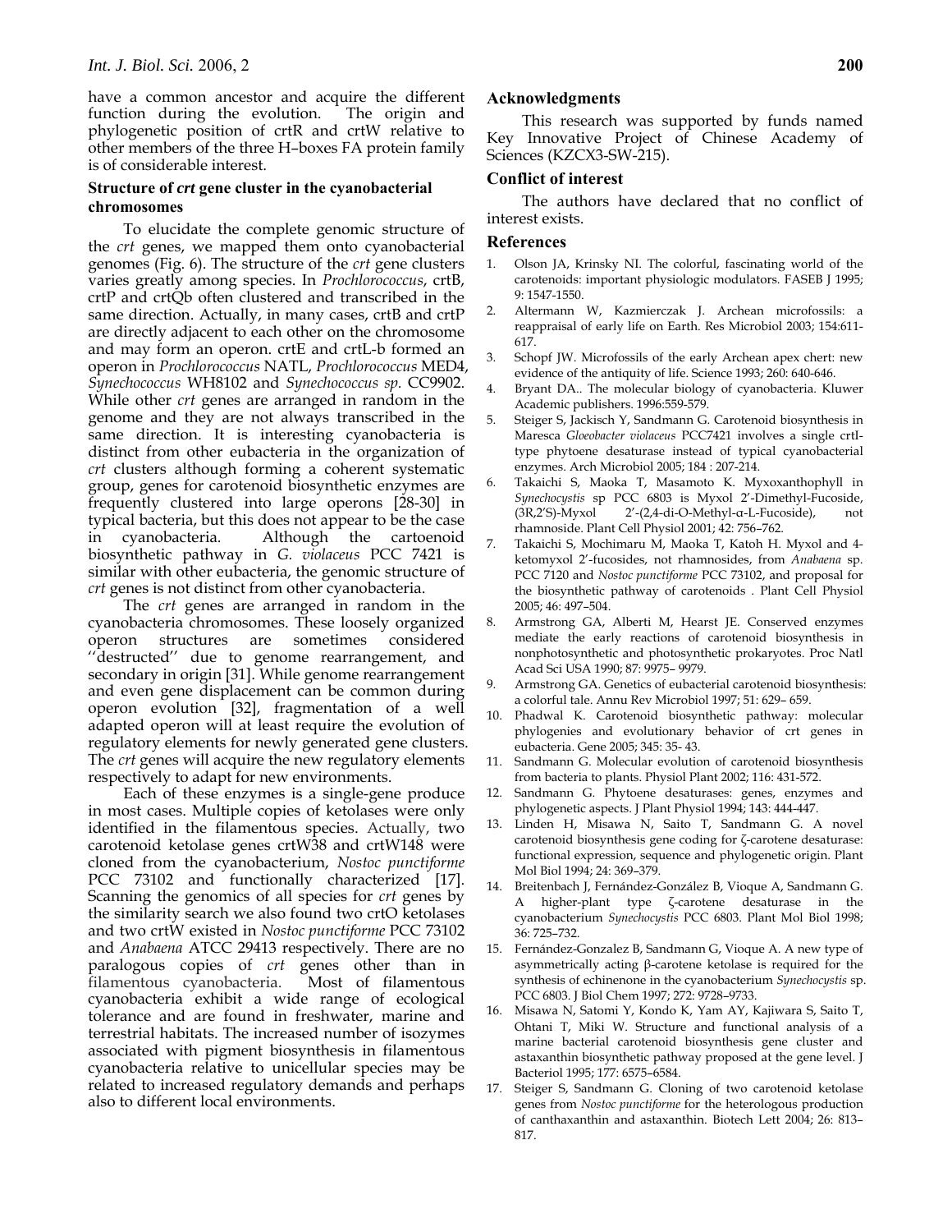have a common ancestor and acquire the different function during the evolution. The origin and phylogenetic position of crtR and crtW relative to other members of the three H–boxes FA protein family is of considerable interest.

### Structure of *crt* gene cluster in the cyanobacterial chromosomes

To elucidate the complete genomic structure of the *crt* genes, we mapped them onto cyanobacterial genomes (Fig. 6). The structure of the *crt* gene clusters varies greatly among species. In *Prochlorococcus*, crtB, crtP and crtQb often clustered and transcribed in the same direction. Actually, in many cases, crtB and crtP are directly adjacent to each other on the chromosome and may form an operon. crtE and crtL-b formed an operon in *Prochlorococcus* NATL, *Prochlorococcus* MED4, *Synechococcus* WH8102 and *Synechococcus sp*. CC9902. While other *crt* genes are arranged in random in the genome and they are not always transcribed in the same direction. It is interesting cyanobacteria is distinct from other eubacteria in the organization of *crt* clusters although forming a coherent systematic group, genes for carotenoid biosynthetic enzymes are frequently clustered into large operons [28-30] in typical bacteria, but this does not appear to be the case in cyanobacteria. Although the cartoenoid biosynthetic pathway in *G. violaceus* PCC 7421 is similar with other eubacteria, the genomic structure of *crt* genes is not distinct from other cyanobacteria.

The *crt* genes are arranged in random in the cyanobacteria chromosomes. These loosely organized operon structures are sometimes considered ''destructed'' due to genome rearrangement, and secondary in origin [31]. While genome rearrangement and even gene displacement can be common during operon evolution [32], fragmentation of a well adapted operon will at least require the evolution of regulatory elements for newly generated gene clusters. The *crt* genes will acquire the new regulatory elements respectively to adapt for new environments.

Each of these enzymes is a single-gene produce in most cases. Multiple copies of ketolases were only identified in the filamentous species. Actually, two carotenoid ketolase genes crtW38 and crtW148 were cloned from the cyanobacterium, *Nostoc punctiforme* PCC 73102 and functionally characterized [17]. Scanning the genomics of all species for *crt* genes by the similarity search we also found two crtO ketolases and two crtW existed in *Nostoc punctiforme* PCC 73102 and *Anabaena* ATCC 29413 respectively. There are no paralogous copies of *crt* genes other than in filamentous cyanobacteria. Most of filamentous cyanobacteria exhibit a wide range of ecological tolerance and are found in freshwater, marine and terrestrial habitats. The increased number of isozymes associated with pigment biosynthesis in filamentous cyanobacteria relative to unicellular species may be related to increased regulatory demands and perhaps also to different local environments.

### Acknowledgments

This research was supported by funds named Key Innovative Project of Chinese Academy of Sciences (KZCX3-SW-215).

### Conflict of interest

The authors have declared that no conflict of interest exists.

### References

1. Olson JA, Krinsky NI. The colorful, fascinating world of the carotenoids: important physiologic modulators. FASEB J 1995; 9: 1547-1550.
2. Altermann W, Kazmierczak J. Archean microfossils: a reappraisal of early life on Earth. Res Microbiol 2003; 154:611-617.
3. Schopf JW. Microfossils of the early Archean apex chert: new evidence of the antiquity of life. Science 1993; 260: 640-646.
4. Bryant DA.. The molecular biology of cyanobacteria. Kluwer Academic publishers. 1996:559-579.
5. Steiger S, Jackisch Y, Sandmann G. Carotenoid biosynthesis in Maresca *Gloeobacter violaceus* PCC7421 involves a single crtI-type phytoene desaturase instead of typical cyanobacterial enzymes. Arch Microbiol 2005; 184 : 207-214.
6. Takaichi S, Maoka T, Masamoto K. Myxoxanthophyll in *Synechocystis* sp PCC 6803 is Myxol 2′-Dimethyl-Fucoside, (3R,2′S)-Myxol 2′-(2,4-di-O-Methyl-α-L-Fucoside), not rhamnoside. Plant Cell Physiol 2001; 42: 756–762.
7. Takaichi S, Mochimaru M, Maoka T, Katoh H. Myxol and 4-ketomyxol 2′-fucosides, not rhamnosides, from *Anabaena* sp. PCC 7120 and *Nostoc punctiforme* PCC 73102, and proposal for the biosynthetic pathway of carotenoids . Plant Cell Physiol 2005; 46: 497–504.
8. Armstrong GA, Alberti M, Hearst JE. Conserved enzymes mediate the early reactions of carotenoid biosynthesis in nonphotosynthetic and photosynthetic prokaryotes. Proc Natl Acad Sci USA 1990; 87: 9975– 9979.
9. Armstrong GA. Genetics of eubacterial carotenoid biosynthesis: a colorful tale. Annu Rev Microbiol 1997; 51: 629– 659.
10. Phadwal K. Carotenoid biosynthetic pathway: molecular phylogenies and evolutionary behavior of crt genes in eubacteria. Gene 2005; 345: 35- 43.
11. Sandmann G. Molecular evolution of carotenoid biosynthesis from bacteria to plants. Physiol Plant 2002; 116: 431-572.
12. Sandmann G. Phytoene desaturases: genes, enzymes and phylogenetic aspects. J Plant Physiol 1994; 143: 444-447.
13. Linden H, Misawa N, Saito T, Sandmann G. A novel carotenoid biosynthesis gene coding for ζ-carotene desaturase: functional expression, sequence and phylogenetic origin. Plant Mol Biol 1994; 24: 369–379.
14. Breitenbach J, Fernández-González B, Vioque A, Sandmann G. A higher-plant type ζ-carotene desaturase in the cyanobacterium *Synechocystis* PCC 6803. Plant Mol Biol 1998; 36: 725–732.
15. Fernández-Gonzalez B, Sandmann G, Vioque A. A new type of asymmetrically acting β-carotene ketolase is required for the synthesis of echinenone in the cyanobacterium *Synechocystis* sp. PCC 6803. J Biol Chem 1997; 272: 9728–9733.
16. Misawa N, Satomi Y, Kondo K, Yam AY, Kajiwara S, Saito T, Ohtani T, Miki W. Structure and functional analysis of a marine bacterial carotenoid biosynthesis gene cluster and astaxanthin biosynthetic pathway proposed at the gene level. J Bacteriol 1995; 177: 6575–6584.
17. Steiger S, Sandmann G. Cloning of two carotenoid ketolase genes from *Nostoc punctiforme* for the heterologous production of canthaxanthin and astaxanthin. Biotech Lett 2004; 26: 813–817.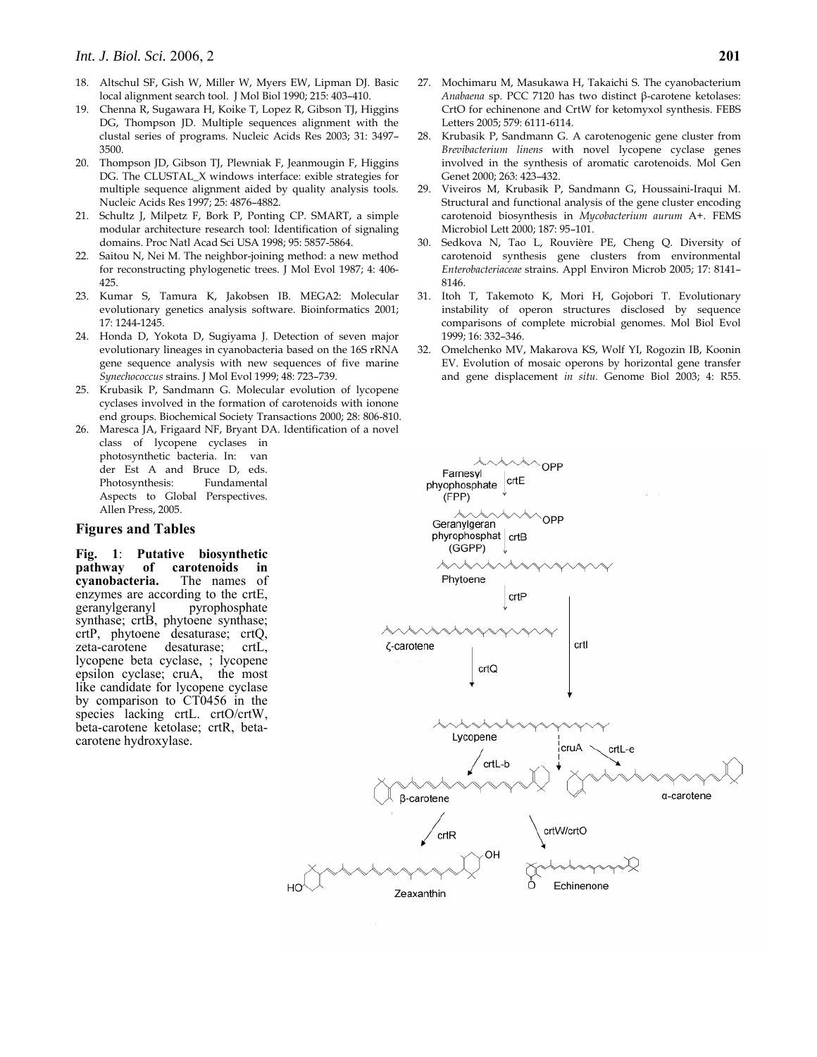18. Altschul SF, Gish W, Miller W, Myers EW, Lipman DJ. Basic local alignment search tool. J Mol Biol 1990; 215: 403–410.
19. Chenna R, Sugawara H, Koike T, Lopez R, Gibson TJ, Higgins DG, Thompson JD. Multiple sequences alignment with the clustal series of programs. Nucleic Acids Res 2003; 31: 3497–3500.
20. Thompson JD, Gibson TJ, Plewniak F, Jeanmougin F, Higgins DG. The CLUSTAL_X windows interface: exible strategies for multiple sequence alignment aided by quality analysis tools. Nucleic Acids Res 1997; 25: 4876–4882.
21. Schultz J, Milpetz F, Bork P, Ponting CP. SMART, a simple modular architecture research tool: Identification of signaling domains. Proc Natl Acad Sci USA 1998; 95: 5857-5864.
22. Saitou N, Nei M. The neighbor-joining method: a new method for reconstructing phylogenetic trees. J Mol Evol 1987; 4: 406-425.
23. Kumar S, Tamura K, Jakobsen IB. MEGA2: Molecular evolutionary genetics analysis software. Bioinformatics 2001; 17: 1244-1245.
24. Honda D, Yokota D, Sugiyama J. Detection of seven major evolutionary lineages in cyanobacteria based on the 16S rRNA gene sequence analysis with new sequences of five marine *Synechococcus* strains. J Mol Evol 1999; 48: 723–739.
25. Krubasik P, Sandmann G. Molecular evolution of lycopene cyclases involved in the formation of carotenoids with ionone end groups. Biochemical Society Transactions 2000; 28: 806-810.
26. Maresca JA, Frigaard NF, Bryant DA. Identification of a novel class of lycopene cyclases in photosynthetic bacteria. In: van der Est A and Bruce D, eds. Photosynthesis: Fundamental Aspects to Global Perspectives. Allen Press, 2005.
27. Mochimaru M, Masukawa H, Takaichi S. The cyanobacterium *Anabaena* sp. PCC 7120 has two distinct β-carotene ketolases: CrtO for echinenone and CrtW for ketomyxol synthesis. FEBS Letters 2005; 579: 6111-6114.
28. Krubasik P, Sandmann G. A carotenogenic gene cluster from *Brevibacterium linens* with novel lycopene cyclase genes involved in the synthesis of aromatic carotenoids. Mol Gen Genet 2000; 263: 423–432.
29. Viveiros M, Krubasik P, Sandmann G, Houssaini-Iraqui M. Structural and functional analysis of the gene cluster encoding carotenoid biosynthesis in *Mycobacterium aurum* A+. FEMS Microbiol Lett 2000; 187: 95–101.
30. Sedkova N, Tao L, Rouvière PE, Cheng Q. Diversity of carotenoid synthesis gene clusters from environmental *Enterobacteriaceae* strains. Appl Environ Microb 2005; 17: 8141–8146.
31. Itoh T, Takemoto K, Mori H, Gojobori T. Evolutionary instability of operon structures disclosed by sequence comparisons of complete microbial genomes. Mol Biol Evol 1999; 16: 332–346.
32. Omelchenko MV, Makarova KS, Wolf YI, Rogozin IB, Koonin EV. Evolution of mosaic operons by horizontal gene transfer and gene displacement *in situ*. Genome Biol 2003; 4: R55.

## Figures and Tables

**Fig. 1**: **Putative biosynthetic pathway of carotenoids in cyanobacteria.** The names of enzymes are according to the crtE, geranylgeranyl pyrophosphate synthase; crtB, phytoene synthase; crtP, phytoene desaturase; crtQ, zeta-carotene desaturase; crtL, lycopene beta cyclase, ; lycopene epsilon cyclase; cruA, the most like candidate for lycopene cyclase by comparison to CT0456 in the species lacking crtL. crtO/crtW, beta-carotene ketolase; crtR, beta-carotene hydroxylase.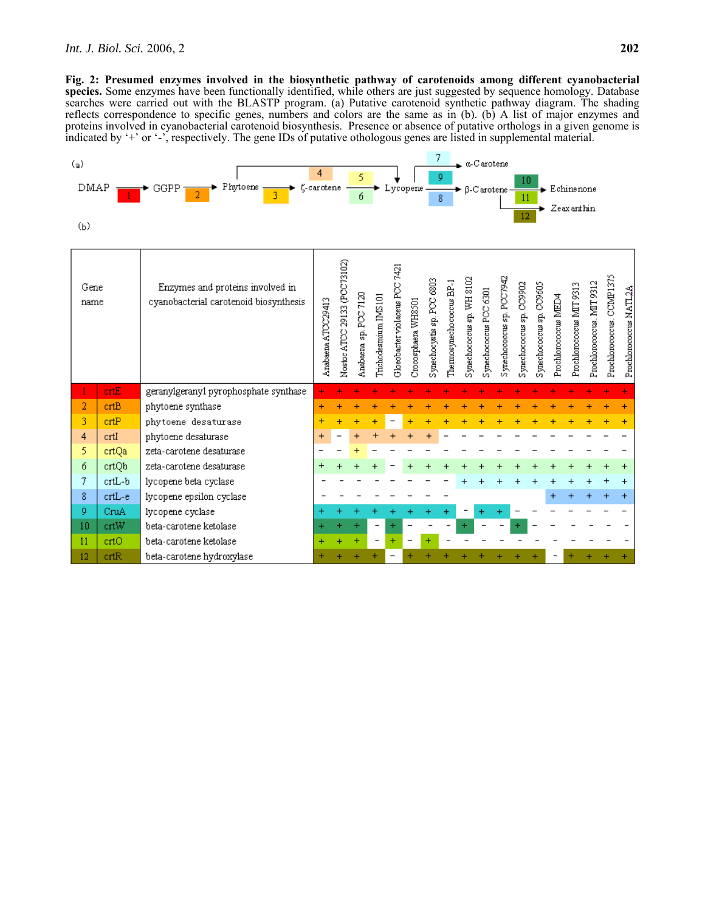**Fig. 2: Presumed enzymes involved in the biosynthetic pathway of carotenoids among different cyanobacterial species.** Some enzymes have been functionally identified, while others are just suggested by sequence homology. Database searches were carried out with the BLASTP program. (a) Putative carotenoid synthetic pathway diagram. The shading reflects correspondence to specific genes, numbers and colors are the same as in (b). (b) A list of major enzymes and proteins involved in cyanobacterial carotenoid biosynthesis. Presence or absence of putative orthologs in a given genome is indicated by '+' or '-', respectively. The gene IDs of putative othologous genes are listed in supplemental material.

(a)

DMAP →(1) GGPP →(2) Phytoene →(3) ζ-carotene →(5, 6) Lycopene; Phytoene →(4) Lycopene

Lycopene →(7) α-Carotene

Lycopene →(9, 8) β-Carotene →(10, 11) Echinenone

β-Carotene →(12) Zeaxanthin

(b)

| | Gene name | Enzymes and proteins involved in cyanobacterial carotenoid biosynthesis | Anabaena ATCC29413 | Nostoc ATCC 29133 (PCC73102) | Anabaena sp. PCC 7120 | Trichodesmium IMS101 | Gloeobacter violaceus PCC 7421 | Crocosphaera WH8501 | Synechocystis sp. PCC 6803 | Thermosynechococcus BP-1 | Synechococcus sp. WH 8102 | Synechococcus PCC 6301 | Synechococcus sp. PCC7942 | Synechococcus sp. CC9902 | Synechococcus sp. CC9605 | Prochlorococcus MED4 | Prochlorococcus MIT 9313 | Prochlorococcus. MIT 9312 | Prochlorococcus. CCMP1375 | Prochlorococcus NATL2A |
|---|---|---|---|---|---|---|---|---|---|---|---|---|---|---|---|---|---|---|---|---|
| 1 | crtE | geranylgeranyl pyrophosphate synthase | + | + | + | + | + | + | + | + | + | + | + | + | + | + | + | + | + | + |
| 2 | crtB | phytoene synthase | + | + | + | + | + | + | + | + | + | + | + | + | + | + | + | + | + | + |
| 3 | crtP | phytoene desaturase | + | + | + | + | - | + | + | + | + | + | + | + | + | + | + | + | + | + |
| 4 | crtI | phytoene desaturase | + | - | + | + | + | + | + | - | - | - | - | - | - | - | - | - | - | - |
| 5 | crtQa | zeta-carotene desaturase | - | - | + | - | - | - | - | - | - | - | - | - | - | - | - | - | - | - |
| 6 | crtQb | zeta-carotene desaturase | + | + | + | + | - | + | + | + | + | + | + | + | + | + | + | + | + | + |
| 7 | crtL-b | lycopene beta cyclase | - | - | - | - | - | - | - | - | + | + | + | + | + | + | + | + | + | + |
| 8 | crtL-e | lycopene epsilon cyclase | - | - | - | - | - | - | - | - | | | | | | + | + | + | + | + |
| 9 | CruA | lycopene cyclase | + | + | + | + | + | + | + | + | - | + | + | - | - | - | - | - | - | - |
| 10 | crtW | beta-carotene ketolase | + | + | + | - | + | - | - | - | + | - | - | + | - | - | - | - | - | - |
| 11 | crtO | beta-carotene ketolase | + | + | + | - | + | - | + | - | - | - | - | - | - | - | - | - | - | - |
| 12 | crtR | beta-carotene hydroxylase | + | + | + | + | - | + | + | + | + | + | + | + | + | - | + | + | + | + |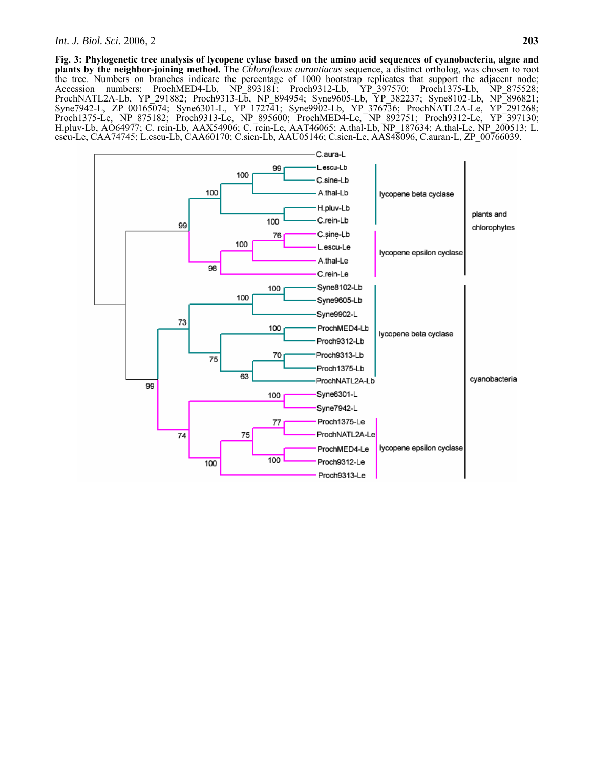**Fig. 3: Phylogenetic tree analysis of lycopene cylase based on the amino acid sequences of cyanobacteria, algae and plants by the neighbor-joining method.** The *Chloroflexus aurantiacus* sequence, a distinct ortholog, was chosen to root the tree. Numbers on branches indicate the percentage of 1000 bootstrap replicates that support the adjacent node; Accession numbers: ProchMED4-Lb, NP_893181; Proch9312-Lb, YP_397570; Proch1375-Lb, NP_875528; ProchNATL2A-Lb, YP_291882; Proch9313-Lb, NP_894954; Syne9605-Lb, YP_382237; Syne8102-Lb, NP_896821; Syne7942-L, ZP_00165074; Syne6301-L, YP_172741; Syne9902-Lb, YP_376736; ProchNATL2A-Le, YP_291268; Proch1375-Le, NP_875182; Proch9313-Le, NP_895600; ProchMED4-Le, NP_892751; Proch9312-Le, YP_397130; H.pluv-Lb, AO64977; C. rein-Lb, AAX54906; C. rein-Le, AAT46065; A.thal-Lb, NP_187634; A.thal-Le, NP_200513; L. escu-Le, CAA74745; L.escu-Lb, CAA60170; C.sien-Lb, AAU05146; C.sien-Le, AAS48096, C.auran-L, ZP_00766039.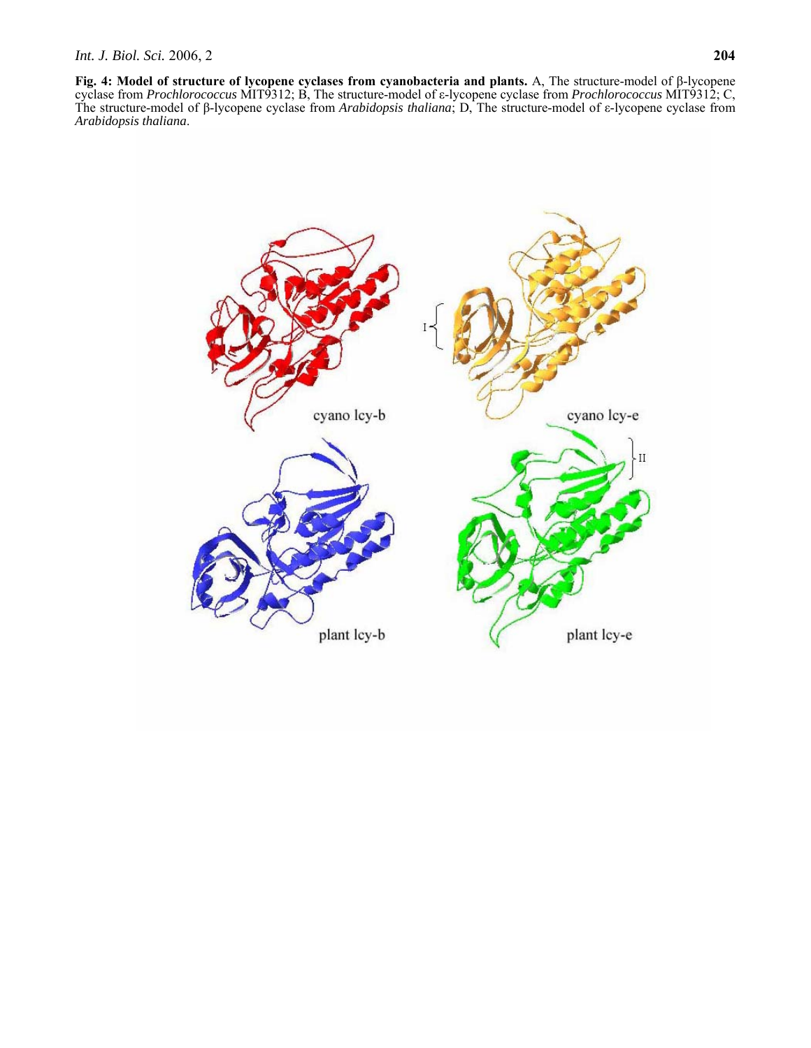**Fig. 4: Model of structure of lycopene cyclases from cyanobacteria and plants.** A, The structure-model of β-lycopene cyclase from *Prochlorococcus* MIT9312; B, The structure-model of ε-lycopene cyclase from *Prochlorococcus* MIT9312; C, The structure-model of β-lycopene cyclase from *Arabidopsis thaliana*; D, The structure-model of ε-lycopene cyclase from *Arabidopsis thaliana*.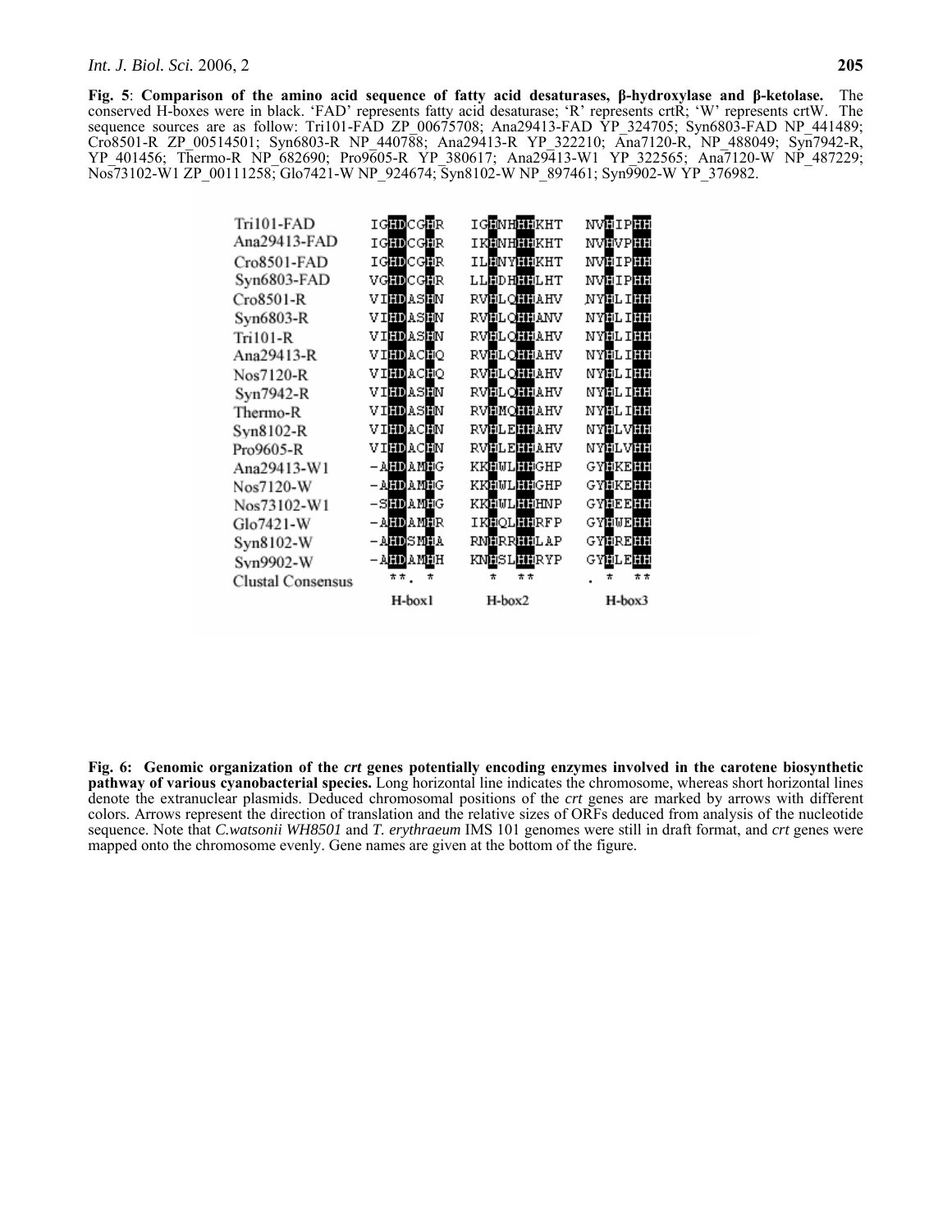**Fig. 5**: **Comparison of the amino acid sequence of fatty acid desaturases, β-hydroxylase and β-ketolase.** The conserved H-boxes were in black. 'FAD' represents fatty acid desaturase; 'R' represents crtR; 'W' represents crtW. The sequence sources are as follow: Tri101-FAD ZP_00675708; Ana29413-FAD YP_324705; Syn6803-FAD NP_441489; Cro8501-R ZP_00514501; Syn6803-R NP_440788; Ana29413-R YP_322210; Ana7120-R, NP_488049; Syn7942-R, YP_401456; Thermo-R NP_682690; Pro9605-R YP_380617; Ana29413-W1 YP_322565; Ana7120-W NP_487229; Nos73102-W1 ZP_00111258; Glo7421-W NP_924674; Syn8102-W NP_897461; Syn9902-W YP_376982.

| | H-box1 | H-box2 | H-box3 |
|---|---|---|---|
| Tri101-FAD | IGHDCGHR | IGHNHHHKHT | NVHIPHH |
| Ana29413-FAD | IGHDCGHR | IKHNHHHKHT | NVHVPHH |
| Cro8501-FAD | IGHDCGHR | ILHNYHHKHT | NVHIPHH |
| Syn6803-FAD | VGHDCGHR | LLHDHHHLHT | NVHIPHH |
| Cro8501-R | VIHDASHN | RVHLQHHAHV | NYHLIHH |
| Syn6803-R | VIHDASHN | RVHLQHHANV | NYHLIHH |
| Tri101-R | VIHDASHN | RVHLQHHAHV | NYHLIHH |
| Ana29413-R | VIHDACHQ | RVHLQHHAHV | NYHLIHH |
| Nos7120-R | VIHDACHQ | RVHLQHHAHV | NYHLIHH |
| Syn7942-R | VIHDASHN | RVHLQHHAHV | NYHLIHH |
| Thermo-R | VIHDASHN | RVHMQHHAHV | NYHLIHH |
| Syn8102-R | VIHDACHN | RVHLEHHAHV | NYHLVHH |
| Pro9605-R | VIHDACHN | RVHLEHHAHV | NYHLVHH |
| Ana29413-W1 | -AHDAMHG | KKHWLHHGHP | GYHKEHH |
| Nos7120-W | -AHDAMHG | KKHWLHHGHP | GYHKEHH |
| Nos73102-W1 | -SHDAMHG | KKHWLHHHNP | GYHEEHH |
| Glo7421-W | -AHDAMHR | IKHQLHHRFP | GYHWEHH |
| Syn8102-W | -AHDSMHA | RNHRRHHLAP | GYHREHH |
| Syn9902-W | -AHDAMHH | KNHSLHHRYP | GYHLEHH |
| Clustal Consensus | \*\*. \* | \* \*\* | . \* \*\* |

**Fig. 6: Genomic organization of the *crt* genes potentially encoding enzymes involved in the carotene biosynthetic pathway of various cyanobacterial species.** Long horizontal line indicates the chromosome, whereas short horizontal lines denote the extranuclear plasmids. Deduced chromosomal positions of the *crt* genes are marked by arrows with different colors. Arrows represent the direction of translation and the relative sizes of ORFs deduced from analysis of the nucleotide sequence. Note that *C.watsonii WH8501* and *T. erythraeum* IMS 101 genomes were still in draft format, and *crt* genes were mapped onto the chromosome evenly. Gene names are given at the bottom of the figure.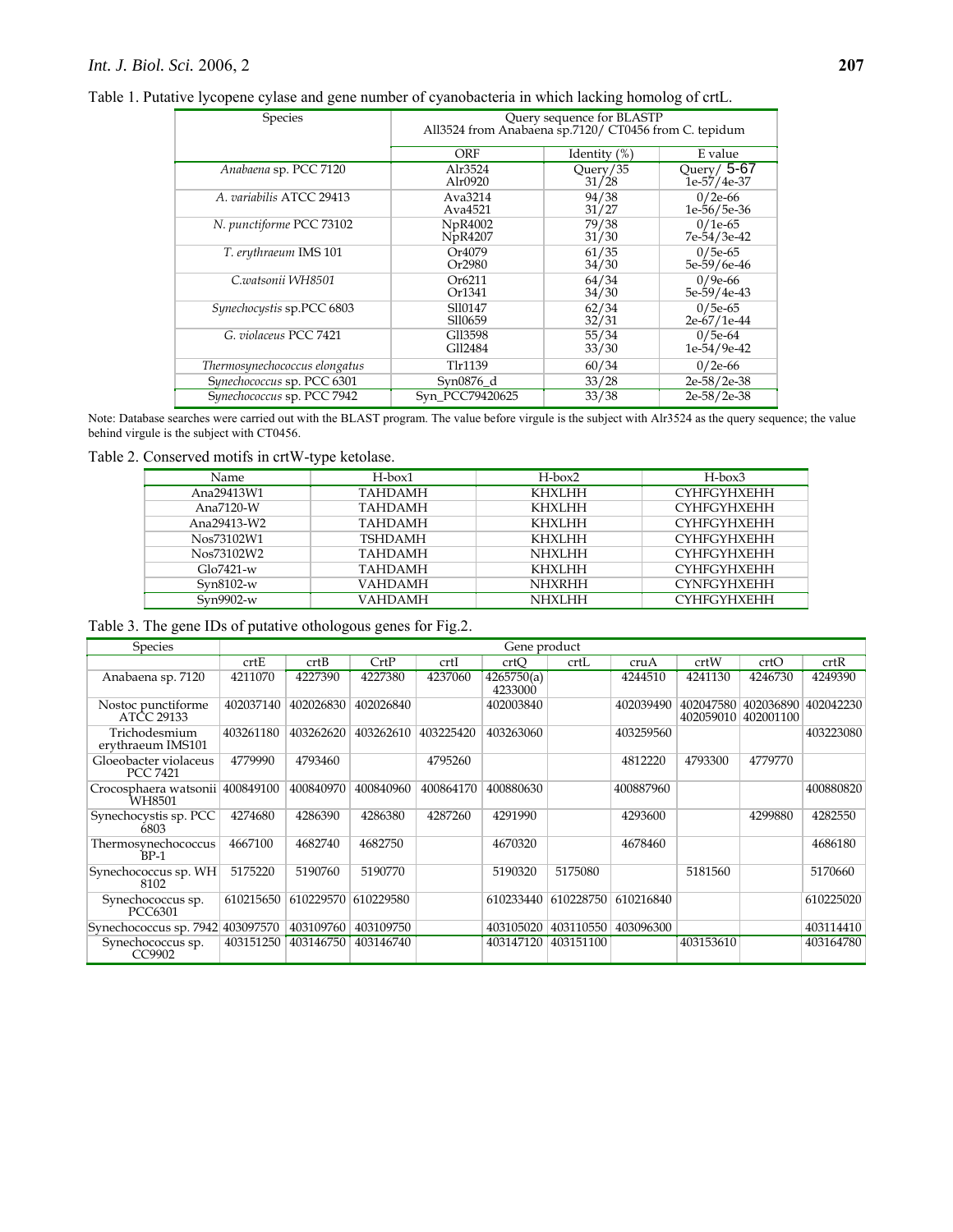Table 1. Putative lycopene cylase and gene number of cyanobacteria in which lacking homolog of crtL.

| Species | Query sequence for BLASTP All3524 from Anabaena sp.7120/ CT0456 from C. tepidum | | |
|---|---|---|---|
| | ORF | Identity (%) | E value |
| *Anabaena* sp. PCC 7120 | Alr3524<br>Alr0920 | Query/35<br>31/28 | Query/ 5-67<br>1e-57/4e-37 |
| *A. variabilis* ATCC 29413 | Ava3214<br>Ava4521 | 94/38<br>31/27 | 0/2e-66<br>1e-56/5e-36 |
| *N. punctiforme* PCC 73102 | NpR4002<br>NpR4207 | 79/38<br>31/30 | 0/1e-65<br>7e-54/3e-42 |
| *T. erythraeum* IMS 101 | Or4079<br>Or2980 | 61/35<br>34/30 | 0/5e-65<br>5e-59/6e-46 |
| *C.watsonii WH8501* | Or6211<br>Or1341 | 64/34<br>34/30 | 0/9e-66<br>5e-59/4e-43 |
| *Synechocystis* sp.PCC 6803 | Sll0147<br>Sll0659 | 62/34<br>32/31 | 0/5e-65<br>2e-67/1e-44 |
| *G. violaceus* PCC 7421 | Gll3598<br>Gll2484 | 55/34<br>33/30 | 0/5e-64<br>1e-54/9e-42 |
| *Thermosynechococcus elongatus* | Tlr1139 | 60/34 | 0/2e-66 |
| *Synechococcus* sp. PCC 6301 | Syn0876_d | 33/28 | 2e-58/2e-38 |
| *Synechococcus* sp. PCC 7942 | Syn_PCC79420625 | 33/38 | 2e-58/2e-38 |

Note: Database searches were carried out with the BLAST program. The value before virgule is the subject with Alr3524 as the query sequence; the value behind virgule is the subject with CT0456.

Table 2. Conserved motifs in crtW-type ketolase.

| Name | H-box1 | H-box2 | H-box3 |
|---|---|---|---|
| Ana29413W1 | TAHDAMH | KHXLHH | CYHFGYHXEHH |
| Ana7120-W | TAHDAMH | KHXLHH | CYHFGYHXEHH |
| Ana29413-W2 | TAHDAMH | KHXLHH | CYHFGYHXEHH |
| Nos73102W1 | TSHDAMH | KHXLHH | CYHFGYHXEHH |
| Nos73102W2 | TAHDAMH | NHXLHH | CYHFGYHXEHH |
| Glo7421-w | TAHDAMH | KHXLHH | CYHFGYHXEHH |
| Syn8102-w | VAHDAMH | NHXRHH | CYNFGYHXEHH |
| Syn9902-w | VAHDAMH | NHXLHH | CYHFGYHXEHH |

Table 3. The gene IDs of putative othologous genes for Fig.2.

| Species | Gene product | | | | | | | | | |
|---|---|---|---|---|---|---|---|---|---|---|
| | crtE | crtB | CrtP | crtI | crtQ | crtL | cruA | crtW | crtO | crtR |
| Anabaena sp. 7120 | 4211070 | 4227390 | 4227380 | 4237060 | 4265750(a)<br>4233000 | | 4244510 | 4241130 | 4246730 | 4249390 |
| Nostoc punctiforme ATCC 29133 | 402037140 | 402026830 | 402026840 | | 402003840 | | 402039490 | 402047580<br>402059010 | 402036890<br>402001100 | 402042230 |
| Trichodesmium erythraeum IMS101 | 403261180 | 403262620 | 403262610 | 403225420 | 403263060 | | 403259560 | | | 403223080 |
| Gloeobacter violaceus PCC 7421 | 4779990 | 4793460 | | 4795260 | | | 4812220 | 4793300 | 4779770 | |
| Crocosphaera watsonii WH8501 | 400849100 | 400840970 | 400840960 | 400864170 | 400880630 | | 400887960 | | | 400880820 |
| Synechocystis sp. PCC 6803 | 4274680 | 4286390 | 4286380 | 4287260 | 4291990 | | 4293600 | | 4299880 | 4282550 |
| Thermosynechococcus BP-1 | 4667100 | 4682740 | 4682750 | | 4670320 | | 4678460 | | | 4686180 |
| Synechococcus sp. WH 8102 | 5175220 | 5190760 | 5190770 | | 5190320 | 5175080 | | 5181560 | | 5170660 |
| Synechococcus sp. PCC6301 | 610215650 | 610229570 | 610229580 | | 610233440 | 610228750 | 610216840 | | | 610225020 |
| Synechococcus sp. 7942 | 403097570 | 403109760 | 403109750 | | 403105020 | 403110550 | 403096300 | | | 403114410 |
| Synechococcus sp. CC9902 | 403151250 | 403146750 | 403146740 | | 403147120 | 403151100 | | 403153610 | | 403164780 |